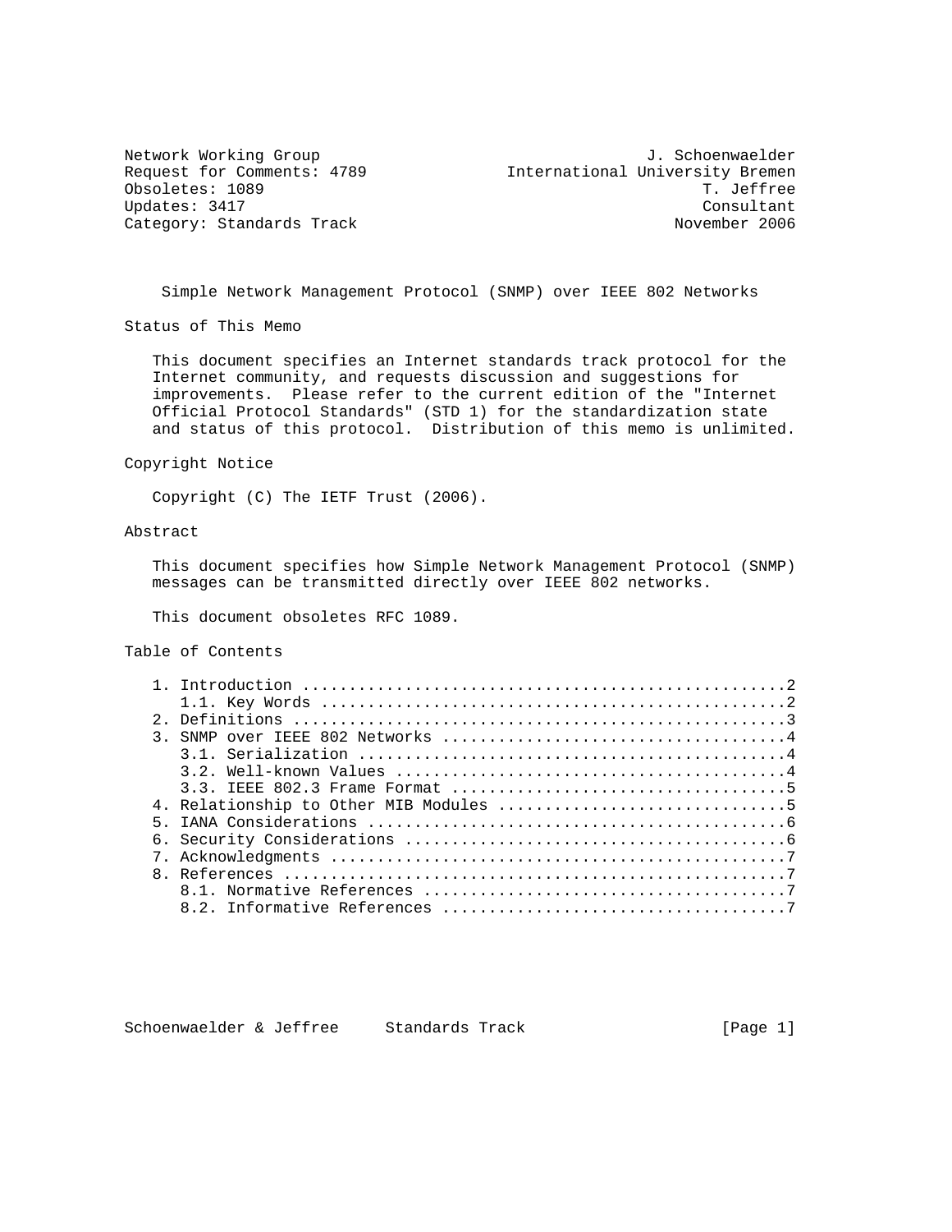Network Working Group J. Schoenwaelder
Request for Comments: 4789 International University Bremen
Obsoletes: 1089 T. Jeffree
Updates: 3417 Consultant
Category: Standards Track November 2006

# Simple Network Management Protocol (SNMP) over IEEE 802 Networks

## Status of This Memo

This document specifies an Internet standards track protocol for the Internet community, and requests discussion and suggestions for improvements. Please refer to the current edition of the "Internet Official Protocol Standards" (STD 1) for the standardization state and status of this protocol. Distribution of this memo is unlimited.

## Copyright Notice

Copyright (C) The IETF Trust (2006).

## Abstract

This document specifies how Simple Network Management Protocol (SNMP) messages can be transmitted directly over IEEE 802 networks.

This document obsoletes RFC 1089.

## Table of Contents

1. Introduction ....................................................2
   1.1. Key Words ..................................................2
2. Definitions .....................................................3
3. SNMP over IEEE 802 Networks .....................................4
   3.1. Serialization ..............................................4
   3.2. Well-known Values ..........................................4
   3.3. IEEE 802.3 Frame Format ....................................5
4. Relationship to Other MIB Modules ...............................5
5. IANA Considerations .............................................6
6. Security Considerations .........................................6
7. Acknowledgments .................................................7
8. References ......................................................7
   8.1. Normative References .......................................7
   8.2. Informative References .....................................7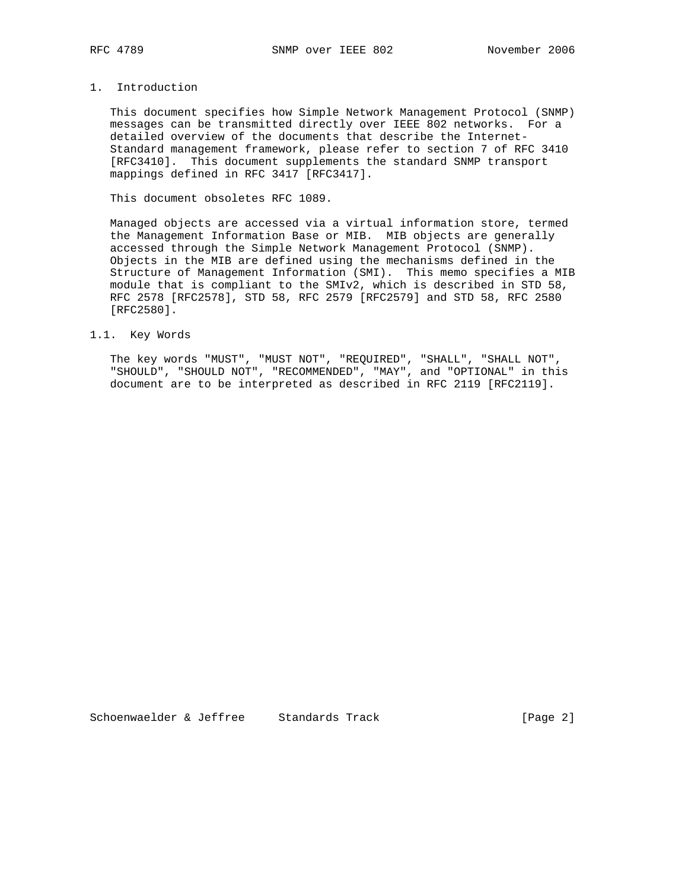# 1. Introduction

This document specifies how Simple Network Management Protocol (SNMP) messages can be transmitted directly over IEEE 802 networks. For a detailed overview of the documents that describe the Internet-Standard management framework, please refer to section 7 of RFC 3410 [RFC3410]. This document supplements the standard SNMP transport mappings defined in RFC 3417 [RFC3417].

This document obsoletes RFC 1089.

Managed objects are accessed via a virtual information store, termed the Management Information Base or MIB. MIB objects are generally accessed through the Simple Network Management Protocol (SNMP). Objects in the MIB are defined using the mechanisms defined in the Structure of Management Information (SMI). This memo specifies a MIB module that is compliant to the SMIv2, which is described in STD 58, RFC 2578 [RFC2578], STD 58, RFC 2579 [RFC2579] and STD 58, RFC 2580 [RFC2580].

## 1.1. Key Words

The key words "MUST", "MUST NOT", "REQUIRED", "SHALL", "SHALL NOT", "SHOULD", "SHOULD NOT", "RECOMMENDED", "MAY", and "OPTIONAL" in this document are to be interpreted as described in RFC 2119 [RFC2119].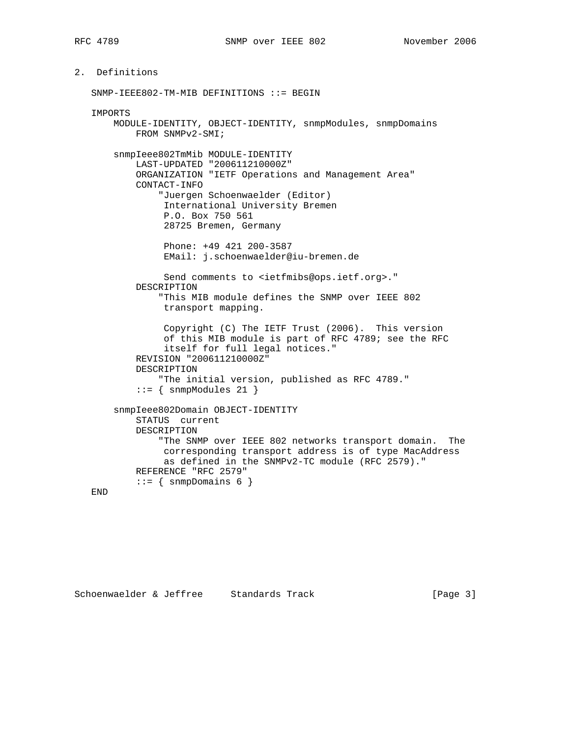## 2. Definitions

```
SNMP-IEEE802-TM-MIB DEFINITIONS ::= BEGIN

IMPORTS
    MODULE-IDENTITY, OBJECT-IDENTITY, snmpModules, snmpDomains
        FROM SNMPv2-SMI;

    snmpIeee802TmMib MODULE-IDENTITY
        LAST-UPDATED "200611210000Z"
        ORGANIZATION "IETF Operations and Management Area"
        CONTACT-INFO
            "Juergen Schoenwaelder (Editor)
             International University Bremen
             P.O. Box 750 561
             28725 Bremen, Germany

             Phone: +49 421 200-3587
             EMail: j.schoenwaelder@iu-bremen.de

             Send comments to <ietfmibs@ops.ietf.org>."
        DESCRIPTION
            "This MIB module defines the SNMP over IEEE 802
             transport mapping.

             Copyright (C) The IETF Trust (2006).  This version
             of this MIB module is part of RFC 4789; see the RFC
             itself for full legal notices."
        REVISION "200611210000Z"
        DESCRIPTION
            "The initial version, published as RFC 4789."
        ::= { snmpModules 21 }

    snmpIeee802Domain OBJECT-IDENTITY
        STATUS  current
        DESCRIPTION
            "The SNMP over IEEE 802 networks transport domain.  The
             corresponding transport address is of type MacAddress
             as defined in the SNMPv2-TC module (RFC 2579)."
        REFERENCE "RFC 2579"
        ::= { snmpDomains 6 }
END
```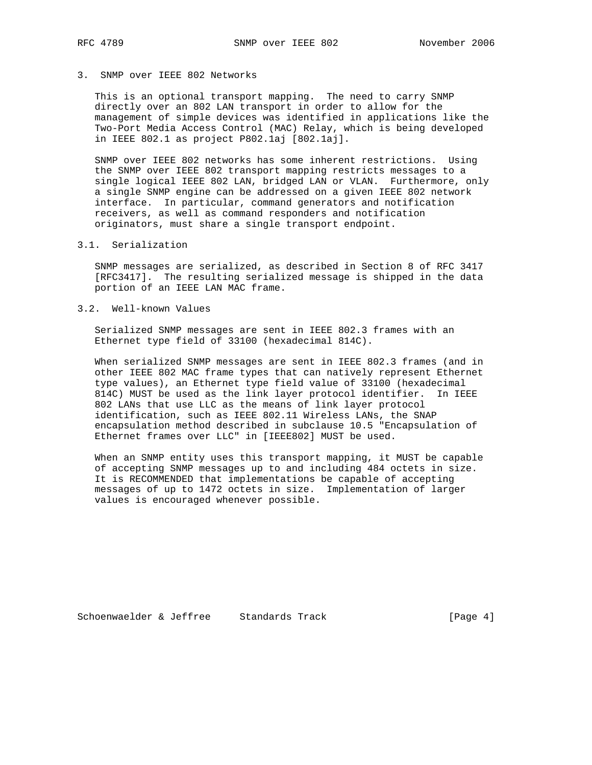## 3. SNMP over IEEE 802 Networks

This is an optional transport mapping. The need to carry SNMP directly over an 802 LAN transport in order to allow for the management of simple devices was identified in applications like the Two-Port Media Access Control (MAC) Relay, which is being developed in IEEE 802.1 as project P802.1aj [802.1aj].

SNMP over IEEE 802 networks has some inherent restrictions. Using the SNMP over IEEE 802 transport mapping restricts messages to a single logical IEEE 802 LAN, bridged LAN or VLAN. Furthermore, only a single SNMP engine can be addressed on a given IEEE 802 network interface. In particular, command generators and notification receivers, as well as command responders and notification originators, must share a single transport endpoint.

### 3.1. Serialization

SNMP messages are serialized, as described in Section 8 of RFC 3417 [RFC3417]. The resulting serialized message is shipped in the data portion of an IEEE LAN MAC frame.

### 3.2. Well-known Values

Serialized SNMP messages are sent in IEEE 802.3 frames with an Ethernet type field of 33100 (hexadecimal 814C).

When serialized SNMP messages are sent in IEEE 802.3 frames (and in other IEEE 802 MAC frame types that can natively represent Ethernet type values), an Ethernet type field value of 33100 (hexadecimal 814C) MUST be used as the link layer protocol identifier. In IEEE 802 LANs that use LLC as the means of link layer protocol identification, such as IEEE 802.11 Wireless LANs, the SNAP encapsulation method described in subclause 10.5 "Encapsulation of Ethernet frames over LLC" in [IEEE802] MUST be used.

When an SNMP entity uses this transport mapping, it MUST be capable of accepting SNMP messages up to and including 484 octets in size. It is RECOMMENDED that implementations be capable of accepting messages of up to 1472 octets in size. Implementation of larger values is encouraged whenever possible.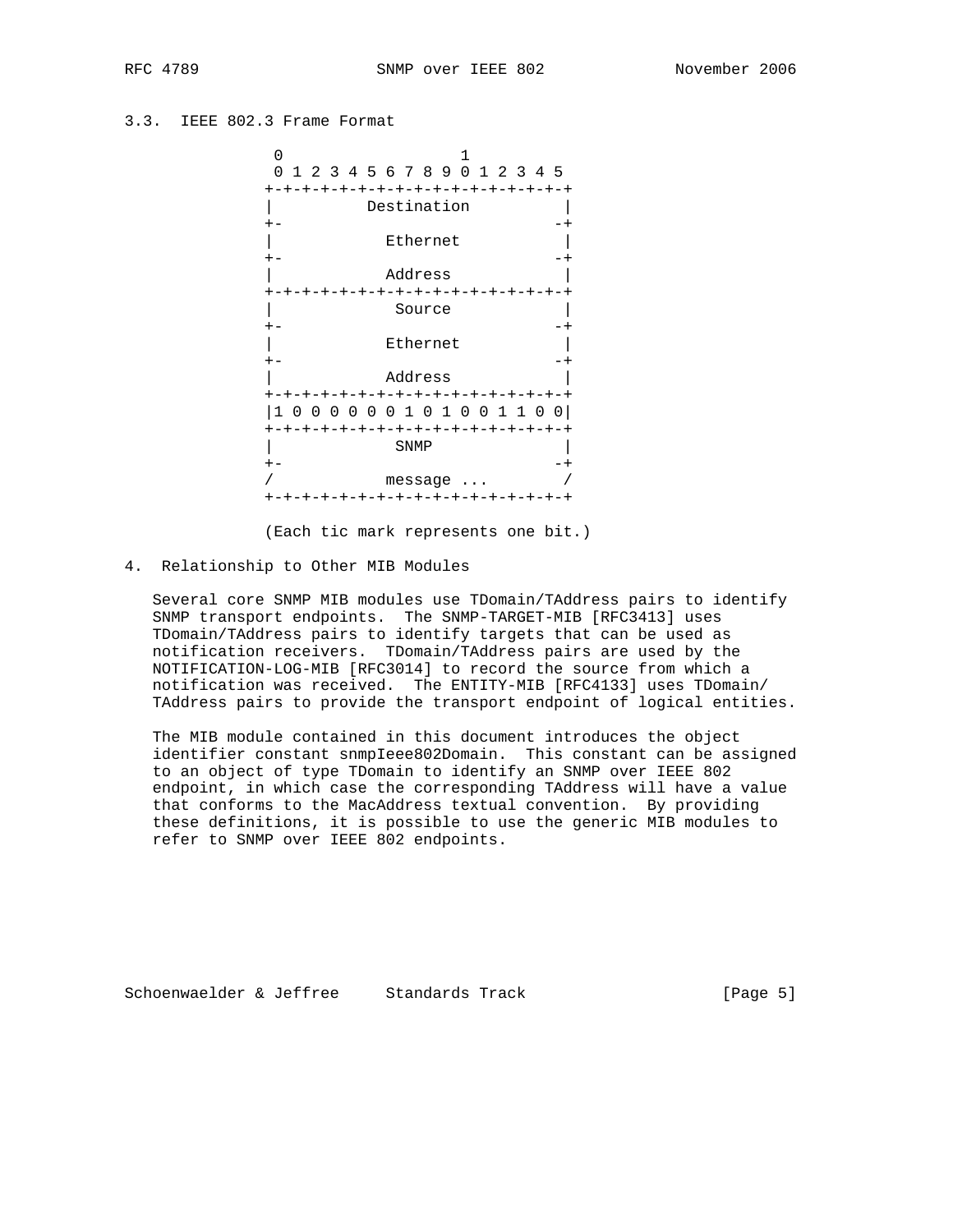### 3.3. IEEE 802.3 Frame Format

```
 0                   1
 0 1 2 3 4 5 6 7 8 9 0 1 2 3 4 5
+-+-+-+-+-+-+-+-+-+-+-+-+-+-+-+-+
|          Destination          |
+-                             -+
|            Ethernet           |
+-                             -+
|            Address            |
+-+-+-+-+-+-+-+-+-+-+-+-+-+-+-+-+
|             Source            |
+-                             -+
|            Ethernet           |
+-                             -+
|            Address            |
+-+-+-+-+-+-+-+-+-+-+-+-+-+-+-+-+
|1 0 0 0 0 0 0 1 0 1 0 0 1 1 0 0|
+-+-+-+-+-+-+-+-+-+-+-+-+-+-+-+-+
|             SNMP              |
+-                             -+
/            message ...        /
+-+-+-+-+-+-+-+-+-+-+-+-+-+-+-+-+

(Each tic mark represents one bit.)
```

## 4. Relationship to Other MIB Modules

Several core SNMP MIB modules use TDomain/TAddress pairs to identify SNMP transport endpoints. The SNMP-TARGET-MIB [RFC3413] uses TDomain/TAddress pairs to identify targets that can be used as notification receivers. TDomain/TAddress pairs are used by the NOTIFICATION-LOG-MIB [RFC3014] to record the source from which a notification was received. The ENTITY-MIB [RFC4133] uses TDomain/TAddress pairs to provide the transport endpoint of logical entities.

The MIB module contained in this document introduces the object identifier constant snmpIeee802Domain. This constant can be assigned to an object of type TDomain to identify an SNMP over IEEE 802 endpoint, in which case the corresponding TAddress will have a value that conforms to the MacAddress textual convention. By providing these definitions, it is possible to use the generic MIB modules to refer to SNMP over IEEE 802 endpoints.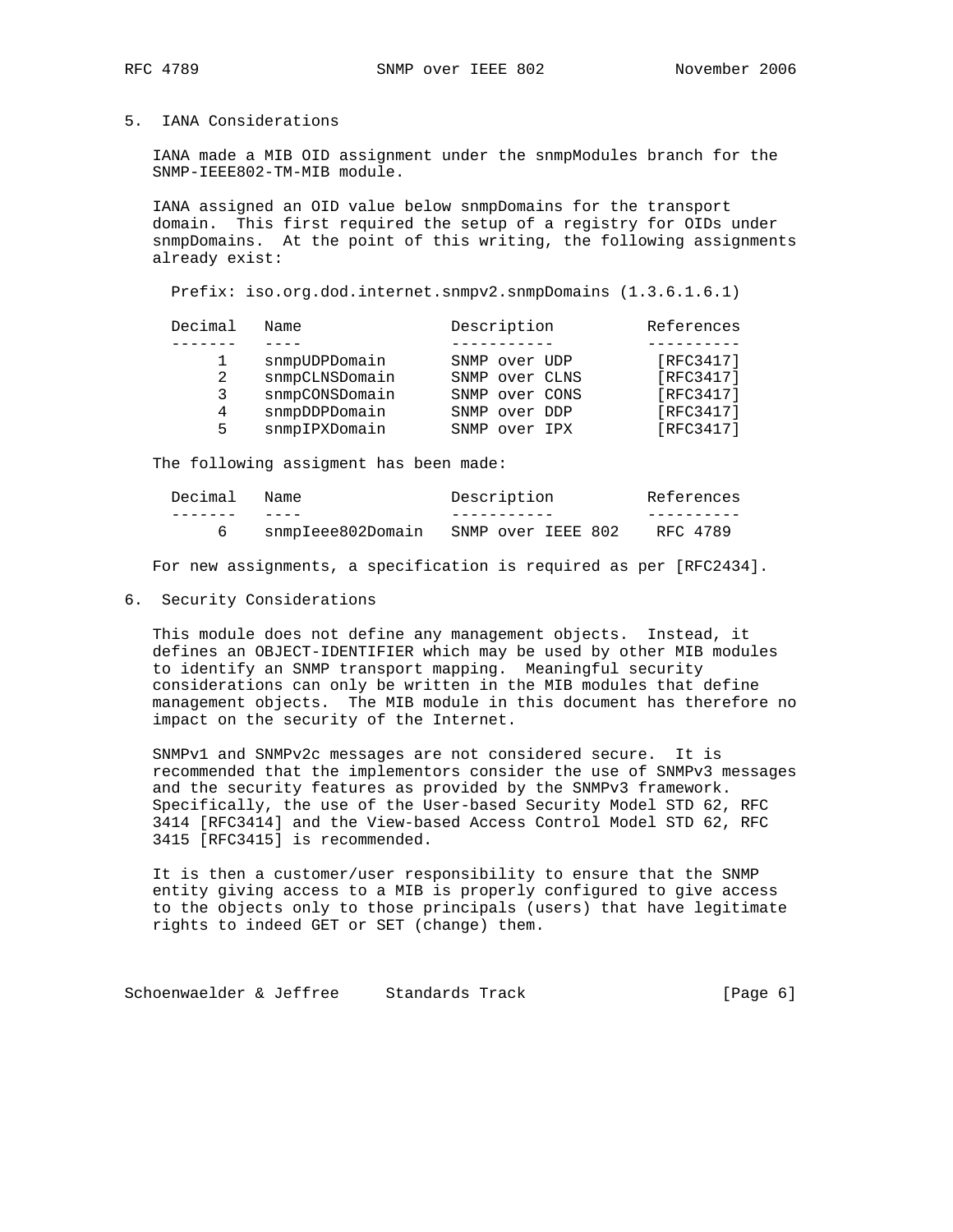## 5. IANA Considerations

IANA made a MIB OID assignment under the snmpModules branch for the SNMP-IEEE802-TM-MIB module.

IANA assigned an OID value below snmpDomains for the transport domain. This first required the setup of a registry for OIDs under snmpDomains. At the point of this writing, the following assignments already exist:

Prefix: iso.org.dod.internet.snmpv2.snmpDomains (1.3.6.1.6.1)

| Decimal | Name | Description | References |
|---|---|---|---|
| 1 | snmpUDPDomain | SNMP over UDP | [RFC3417] |
| 2 | snmpCLNSDomain | SNMP over CLNS | [RFC3417] |
| 3 | snmpCONSDomain | SNMP over CONS | [RFC3417] |
| 4 | snmpDDPDomain | SNMP over DDP | [RFC3417] |
| 5 | snmpIPXDomain | SNMP over IPX | [RFC3417] |

The following assigment has been made:

| Decimal | Name | Description | References |
|---|---|---|---|
| 6 | snmpIeee802Domain | SNMP over IEEE 802 | RFC 4789 |

For new assignments, a specification is required as per [RFC2434].

## 6. Security Considerations

This module does not define any management objects. Instead, it defines an OBJECT-IDENTIFIER which may be used by other MIB modules to identify an SNMP transport mapping. Meaningful security considerations can only be written in the MIB modules that define management objects. The MIB module in this document has therefore no impact on the security of the Internet.

SNMPv1 and SNMPv2c messages are not considered secure. It is recommended that the implementors consider the use of SNMPv3 messages and the security features as provided by the SNMPv3 framework. Specifically, the use of the User-based Security Model STD 62, RFC 3414 [RFC3414] and the View-based Access Control Model STD 62, RFC 3415 [RFC3415] is recommended.

It is then a customer/user responsibility to ensure that the SNMP entity giving access to a MIB is properly configured to give access to the objects only to those principals (users) that have legitimate rights to indeed GET or SET (change) them.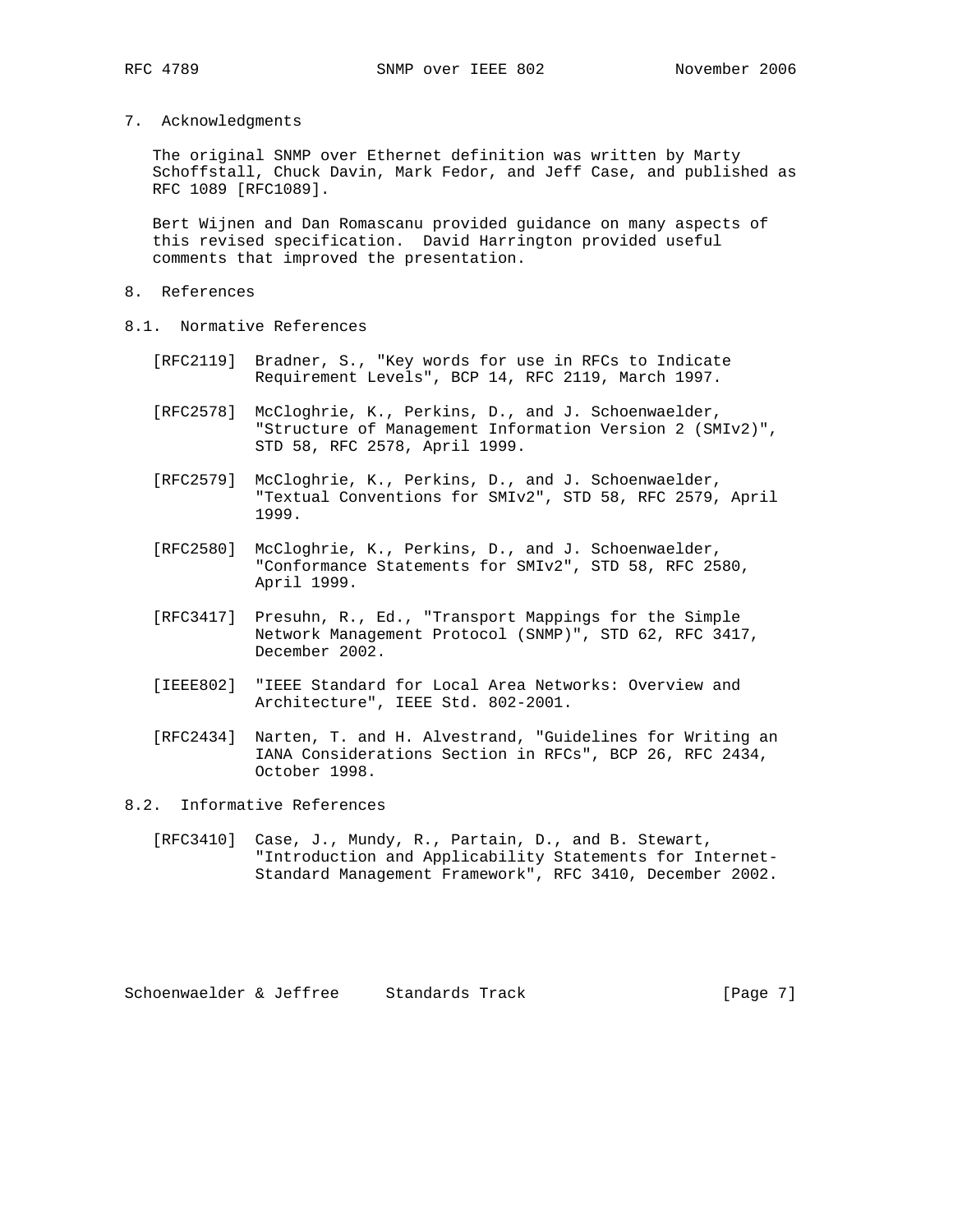## 7. Acknowledgments

The original SNMP over Ethernet definition was written by Marty Schoffstall, Chuck Davin, Mark Fedor, and Jeff Case, and published as RFC 1089 [RFC1089].

Bert Wijnen and Dan Romascanu provided guidance on many aspects of this revised specification. David Harrington provided useful comments that improved the presentation.

## 8. References

### 8.1. Normative References

[RFC2119] Bradner, S., "Key words for use in RFCs to Indicate Requirement Levels", BCP 14, RFC 2119, March 1997.

[RFC2578] McCloghrie, K., Perkins, D., and J. Schoenwaelder, "Structure of Management Information Version 2 (SMIv2)", STD 58, RFC 2578, April 1999.

[RFC2579] McCloghrie, K., Perkins, D., and J. Schoenwaelder, "Textual Conventions for SMIv2", STD 58, RFC 2579, April 1999.

[RFC2580] McCloghrie, K., Perkins, D., and J. Schoenwaelder, "Conformance Statements for SMIv2", STD 58, RFC 2580, April 1999.

[RFC3417] Presuhn, R., Ed., "Transport Mappings for the Simple Network Management Protocol (SNMP)", STD 62, RFC 3417, December 2002.

[IEEE802] "IEEE Standard for Local Area Networks: Overview and Architecture", IEEE Std. 802-2001.

[RFC2434] Narten, T. and H. Alvestrand, "Guidelines for Writing an IANA Considerations Section in RFCs", BCP 26, RFC 2434, October 1998.

### 8.2. Informative References

[RFC3410] Case, J., Mundy, R., Partain, D., and B. Stewart, "Introduction and Applicability Statements for Internet-Standard Management Framework", RFC 3410, December 2002.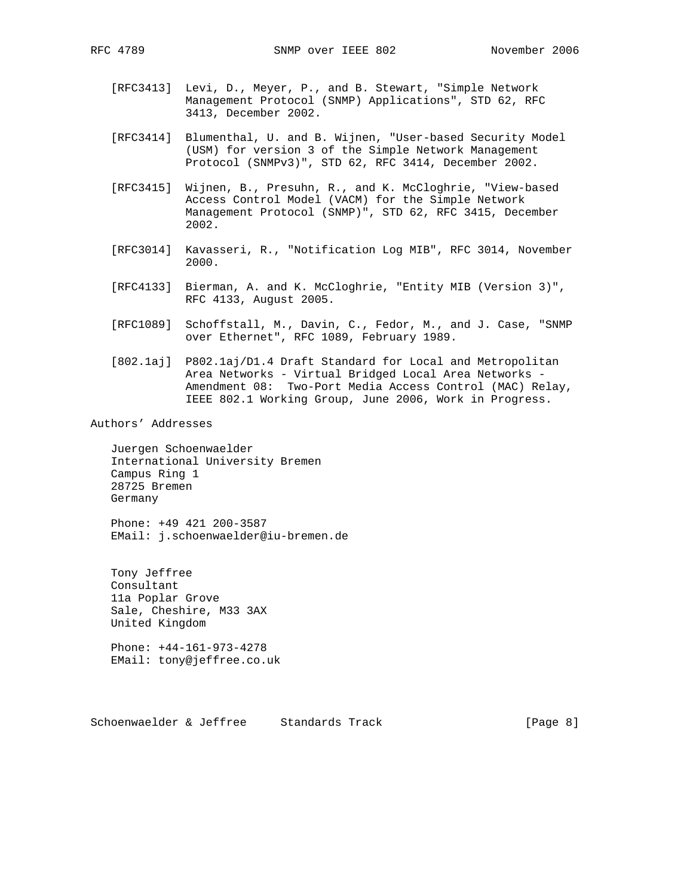[RFC3413] Levi, D., Meyer, P., and B. Stewart, "Simple Network Management Protocol (SNMP) Applications", STD 62, RFC 3413, December 2002.

[RFC3414] Blumenthal, U. and B. Wijnen, "User-based Security Model (USM) for version 3 of the Simple Network Management Protocol (SNMPv3)", STD 62, RFC 3414, December 2002.

[RFC3415] Wijnen, B., Presuhn, R., and K. McCloghrie, "View-based Access Control Model (VACM) for the Simple Network Management Protocol (SNMP)", STD 62, RFC 3415, December 2002.

[RFC3014] Kavasseri, R., "Notification Log MIB", RFC 3014, November 2000.

[RFC4133] Bierman, A. and K. McCloghrie, "Entity MIB (Version 3)", RFC 4133, August 2005.

[RFC1089] Schoffstall, M., Davin, C., Fedor, M., and J. Case, "SNMP over Ethernet", RFC 1089, February 1989.

[802.1aj] P802.1aj/D1.4 Draft Standard for Local and Metropolitan Area Networks - Virtual Bridged Local Area Networks - Amendment 08: Two-Port Media Access Control (MAC) Relay, IEEE 802.1 Working Group, June 2006, Work in Progress.

## Authors' Addresses

Juergen Schoenwaelder
International University Bremen
Campus Ring 1
28725 Bremen
Germany

Phone: +49 421 200-3587
EMail: j.schoenwaelder@iu-bremen.de

Tony Jeffree
Consultant
11a Poplar Grove
Sale, Cheshire, M33 3AX
United Kingdom

Phone: +44-161-973-4278
EMail: tony@jeffree.co.uk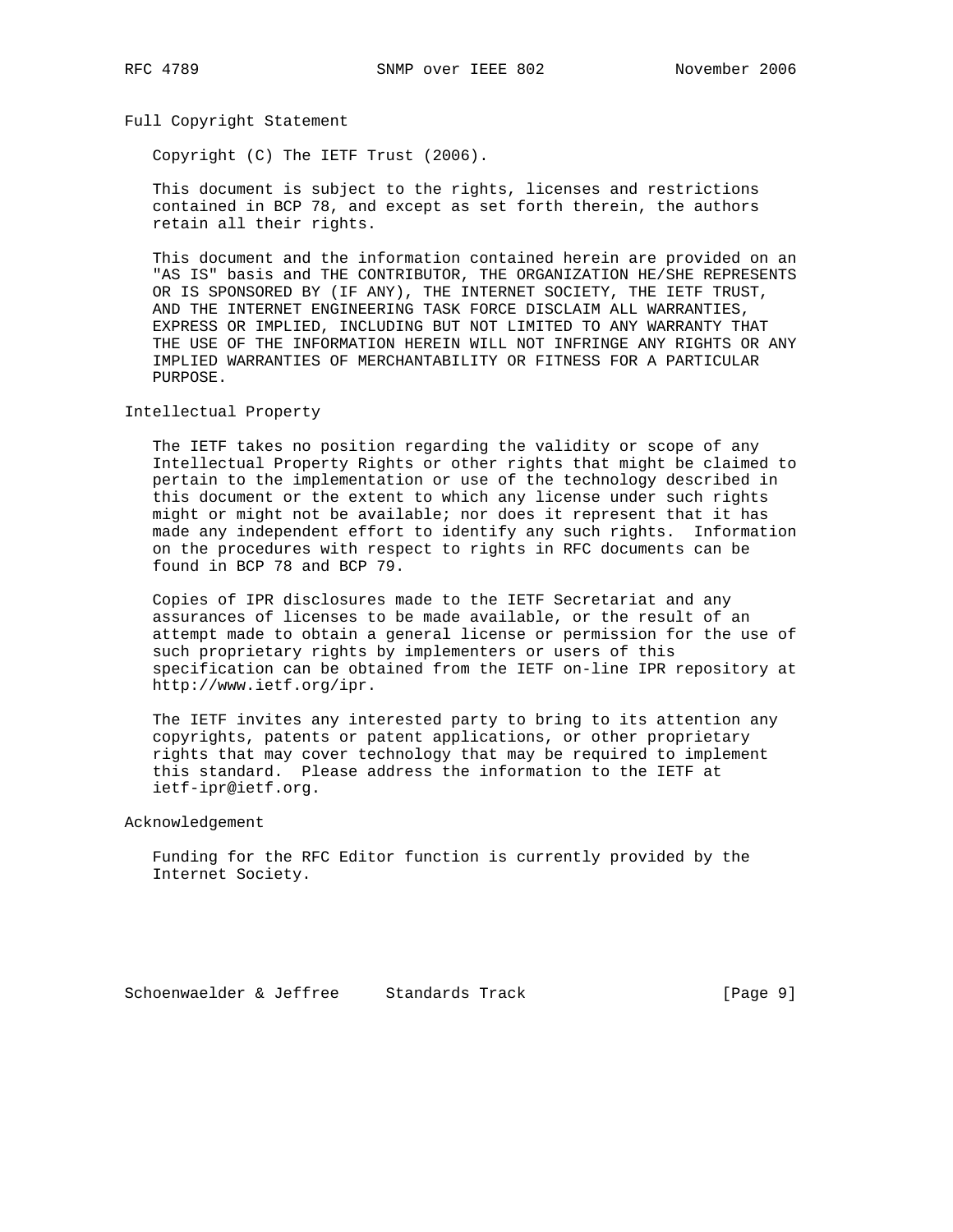## Full Copyright Statement

Copyright (C) The IETF Trust (2006).

This document is subject to the rights, licenses and restrictions contained in BCP 78, and except as set forth therein, the authors retain all their rights.

This document and the information contained herein are provided on an "AS IS" basis and THE CONTRIBUTOR, THE ORGANIZATION HE/SHE REPRESENTS OR IS SPONSORED BY (IF ANY), THE INTERNET SOCIETY, THE IETF TRUST, AND THE INTERNET ENGINEERING TASK FORCE DISCLAIM ALL WARRANTIES, EXPRESS OR IMPLIED, INCLUDING BUT NOT LIMITED TO ANY WARRANTY THAT THE USE OF THE INFORMATION HEREIN WILL NOT INFRINGE ANY RIGHTS OR ANY IMPLIED WARRANTIES OF MERCHANTABILITY OR FITNESS FOR A PARTICULAR PURPOSE.

## Intellectual Property

The IETF takes no position regarding the validity or scope of any Intellectual Property Rights or other rights that might be claimed to pertain to the implementation or use of the technology described in this document or the extent to which any license under such rights might or might not be available; nor does it represent that it has made any independent effort to identify any such rights. Information on the procedures with respect to rights in RFC documents can be found in BCP 78 and BCP 79.

Copies of IPR disclosures made to the IETF Secretariat and any assurances of licenses to be made available, or the result of an attempt made to obtain a general license or permission for the use of such proprietary rights by implementers or users of this specification can be obtained from the IETF on-line IPR repository at http://www.ietf.org/ipr.

The IETF invites any interested party to bring to its attention any copyrights, patents or patent applications, or other proprietary rights that may cover technology that may be required to implement this standard. Please address the information to the IETF at ietf-ipr@ietf.org.

## Acknowledgement

Funding for the RFC Editor function is currently provided by the Internet Society.